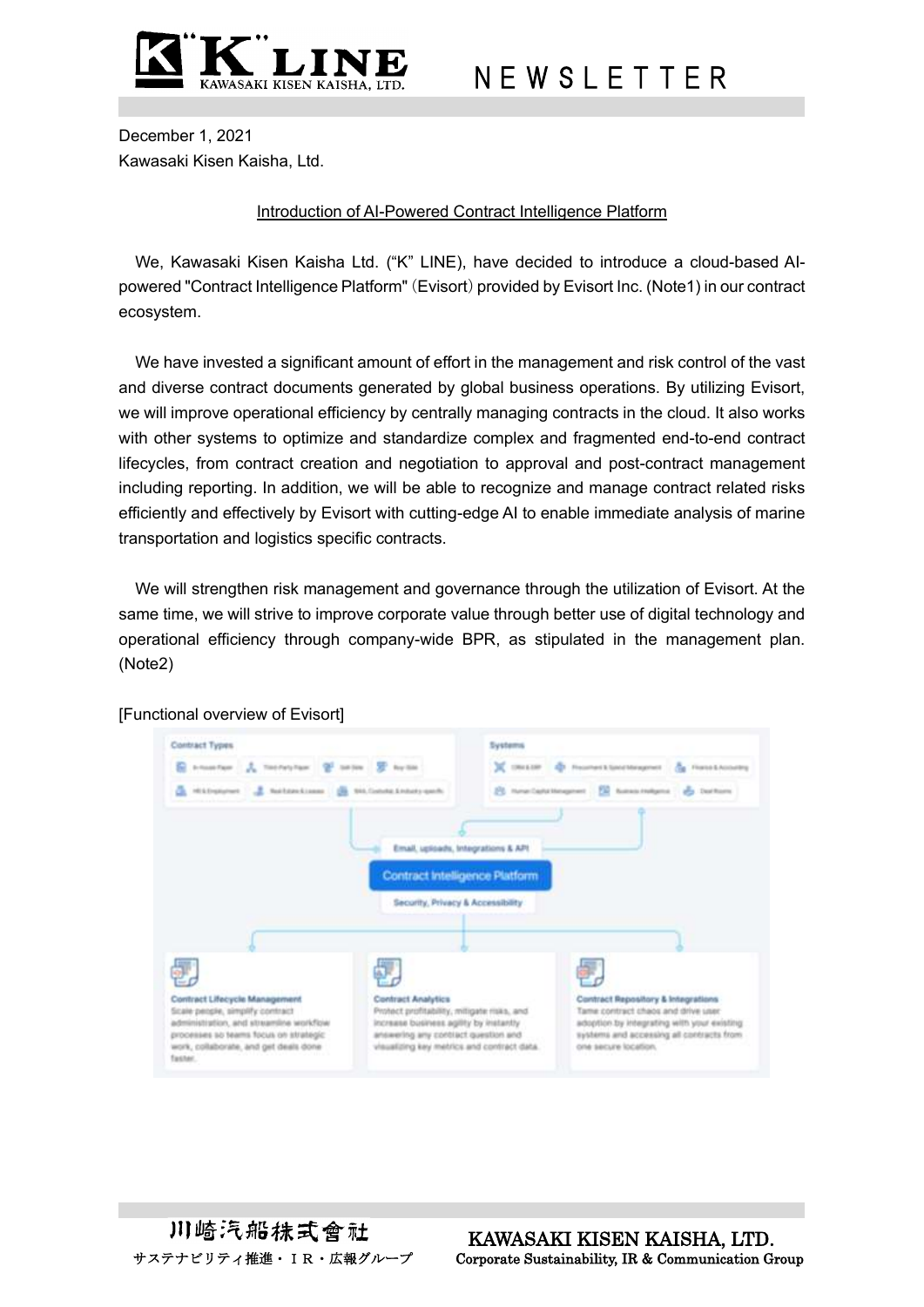December 1, 2021

Kawasaki Kisen Kaisha, Ltd.

## Introduction of AI-Powered Contract Intelligence Platform

We, Kawasaki Kisen Kaisha Ltd. ("K" LINE), have decided to introduce a cloud-based AI-powered "Contract Intelligence Platform" (Evisort) provided by Evisort Inc. (Note1) in our contract ecosystem.

We have invested a significant amount of effort in the management and risk control of the vast and diverse contract documents generated by global business operations. By utilizing Evisort, we will improve operational efficiency by centrally managing contracts in the cloud. It also works with other systems to optimize and standardize complex and fragmented end-to-end contract lifecycles, from contract creation and negotiation to approval and post-contract management including reporting. In addition, we will be able to recognize and manage contract related risks efficiently and effectively by Evisort with cutting-edge AI to enable immediate analysis of marine transportation and logistics specific contracts.

We will strengthen risk management and governance through the utilization of Evisort. At the same time, we will strive to improve corporate value through better use of digital technology and operational efficiency through company-wide BPR, as stipulated in the management plan. (Note2)

[Functional overview of Evisort]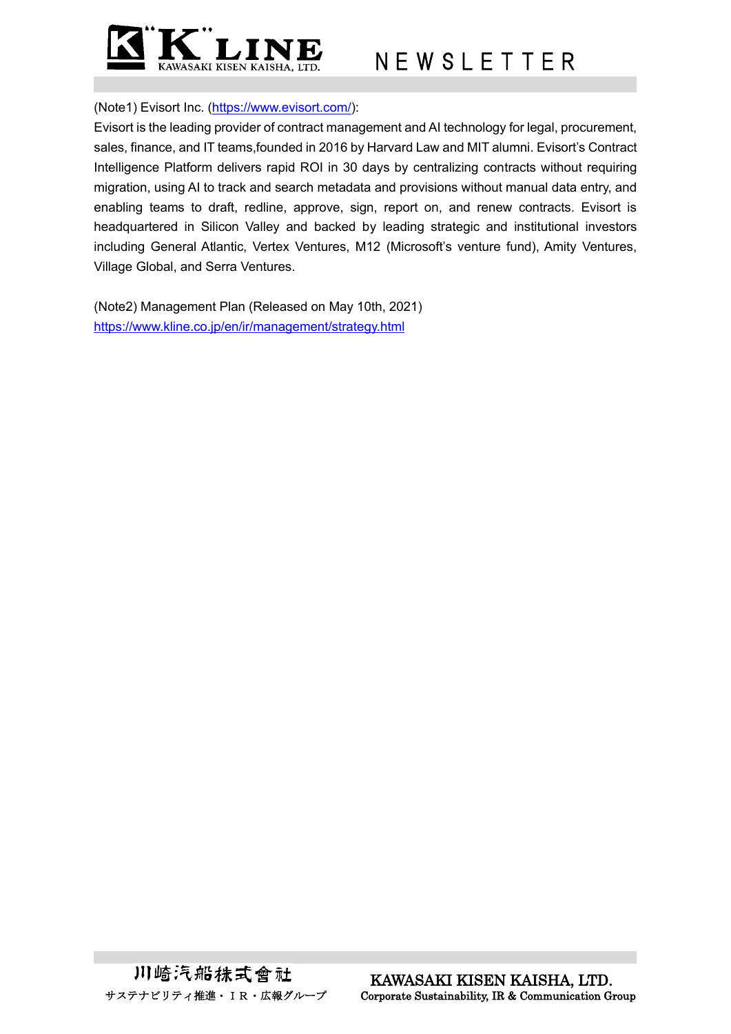(Note1) Evisort Inc. (https://www.evisort.com/):

Evisort is the leading provider of contract management and AI technology for legal, procurement, sales, finance, and IT teams,founded in 2016 by Harvard Law and MIT alumni. Evisort's Contract Intelligence Platform delivers rapid ROI in 30 days by centralizing contracts without requiring migration, using AI to track and search metadata and provisions without manual data entry, and enabling teams to draft, redline, approve, sign, report on, and renew contracts. Evisort is headquartered in Silicon Valley and backed by leading strategic and institutional investors including General Atlantic, Vertex Ventures, M12 (Microsoft's venture fund), Amity Ventures, Village Global, and Serra Ventures.

(Note2) Management Plan (Released on May 10th, 2021)
https://www.kline.co.jp/en/ir/management/strategy.html